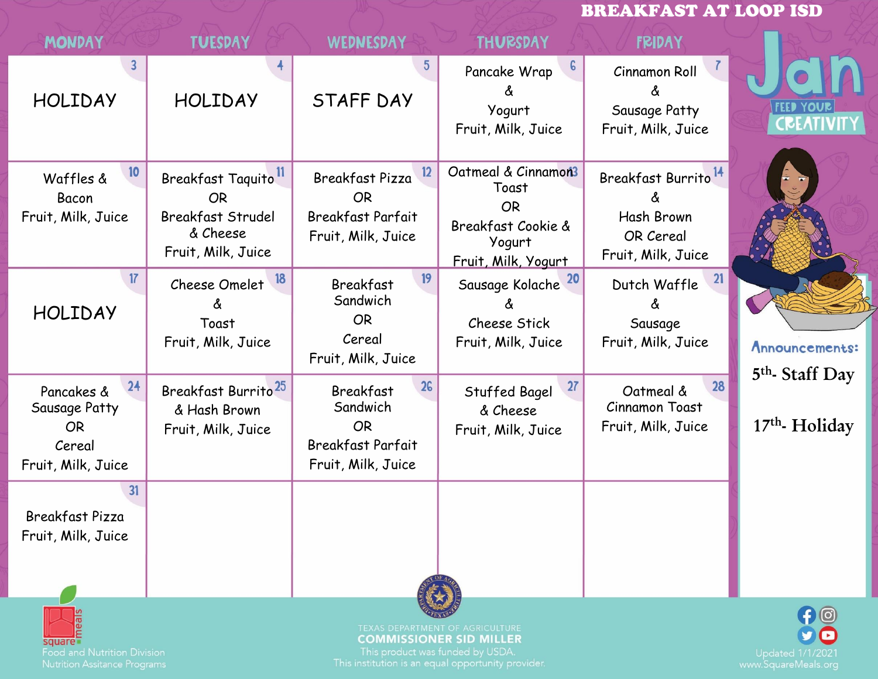# BREAKFAST AT LOOP ISD

## Jan

FEED YOUR CREATIVITY

| MONDAY | TUESDAY | WEDNESDAY | THURSDAY | FRIDAY |
|---|---|---|---|---|
| 3 HOLIDAY | 4 HOLIDAY | 5 STAFF DAY | 6 Pancake Wrap & Yogurt Fruit, Milk, Juice | 7 Cinnamon Roll & Sausage Patty Fruit, Milk, Juice |
| 10 Waffles & Bacon Fruit, Milk, Juice | 11 Breakfast Taquito OR Breakfast Strudel & Cheese Fruit, Milk, Juice | 12 Breakfast Pizza OR Breakfast Parfait Fruit, Milk, Juice | 13 Oatmeal & Cinnamon Toast OR Breakfast Cookie & Yogurt Fruit, Milk, Yogurt | 14 Breakfast Burrito & Hash Brown OR Cereal Fruit, Milk, Juice |
| 17 HOLIDAY | 18 Cheese Omelet & Toast Fruit, Milk, Juice | 19 Breakfast Sandwich OR Cereal Fruit, Milk, Juice | 20 Sausage Kolache & Cheese Stick Fruit, Milk, Juice | 21 Dutch Waffle & Sausage Fruit, Milk, Juice |
| 24 Pancakes & Sausage Patty OR Cereal Fruit, Milk, Juice | 25 Breakfast Burrito & Hash Brown Fruit, Milk, Juice | 26 Breakfast Sandwich OR Breakfast Parfait Fruit, Milk, Juice | 27 Stuffed Bagel & Cheese Fruit, Milk, Juice | 28 Oatmeal & Cinnamon Toast Fruit, Milk, Juice |
| 31 Breakfast Pizza Fruit, Milk, Juice | | | | |

**Announcements:**

5th- Staff Day

17th- Holiday

square meals
Food and Nutrition Division
Nutrition Assitance Programs

TEXAS DEPARTMENT OF AGRICULTURE
COMMISSIONER SID MILLER
This product was funded by USDA.
This institution is an equal opportunity provider.

Updated 1/1/2021
www.SquareMeals.org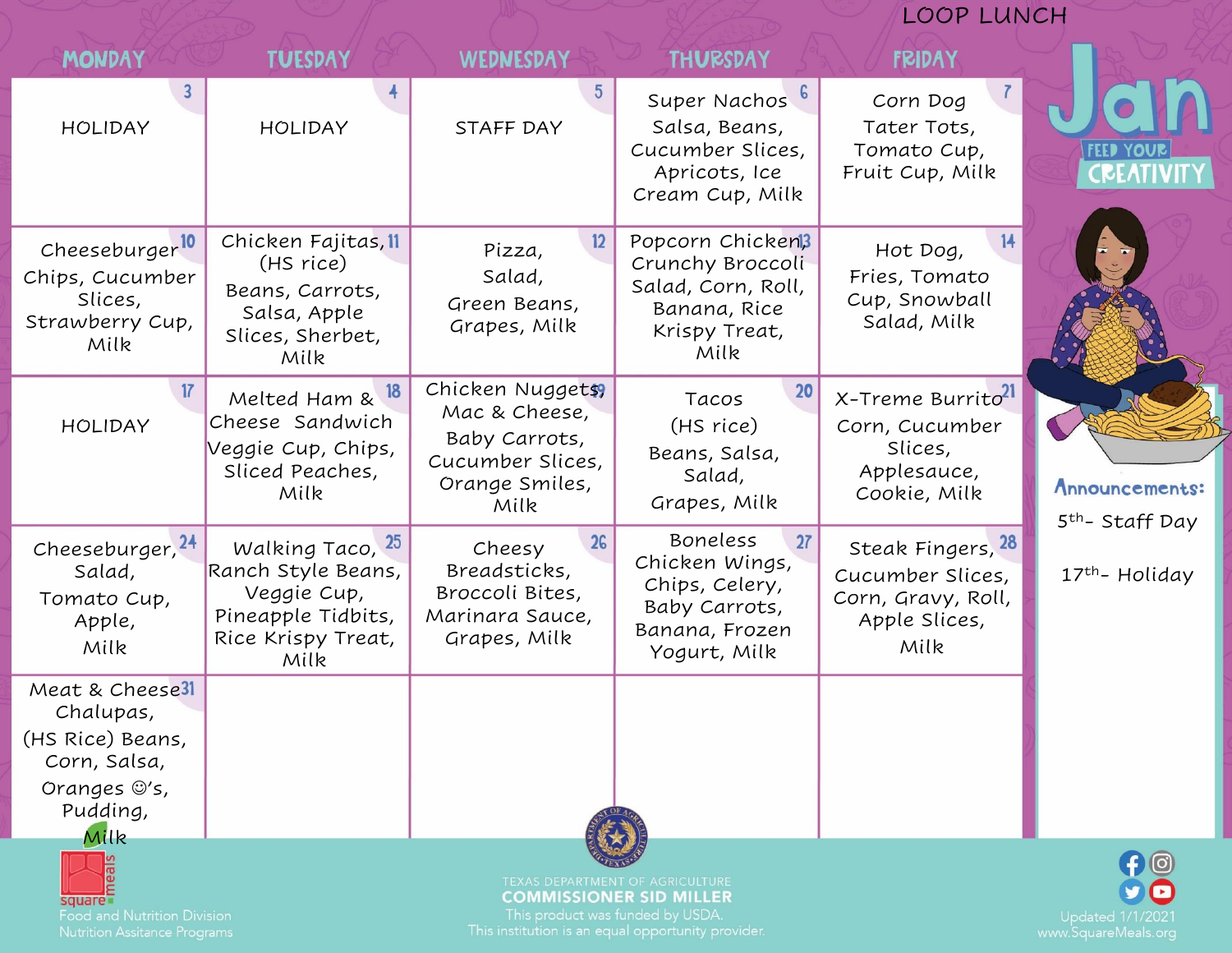# LOOP LUNCH

# Jan

FEED YOUR CREATIVITY

| MONDAY | TUESDAY | WEDNESDAY | THURSDAY | FRIDAY |
| --- | --- | --- | --- | --- |
| 3 HOLIDAY | 4 HOLIDAY | 5 STAFF DAY | 6 Super Nachos Salsa, Beans, Cucumber Slices, Apricots, Ice Cream Cup, Milk | 7 Corn Dog Tater Tots, Tomato Cup, Fruit Cup, Milk |
| 10 Cheeseburger Chips, Cucumber Slices, Strawberry Cup, Milk | 11 Chicken Fajitas, (HS rice) Beans, Carrots, Salsa, Apple Slices, Sherbet, Milk | 12 Pizza, Salad, Green Beans, Grapes, Milk | 13 Popcorn Chicken, Crunchy Broccoli Salad, Corn, Roll, Banana, Rice Krispy Treat, Milk | 14 Hot Dog, Fries, Tomato Cup, Snowball Salad, Milk |
| 17 HOLIDAY | 18 Melted Ham & Cheese Sandwich Veggie Cup, Chips, Sliced Peaches, Milk | 19 Chicken Nuggets, Mac & Cheese, Baby Carrots, Cucumber Slices, Orange Smiles, Milk | 20 Tacos (HS rice) Beans, Salsa, Salad, Grapes, Milk | 21 X-Treme Burrito Corn, Cucumber Slices, Applesauce, Cookie, Milk |
| 24 Cheeseburger, Salad, Tomato Cup, Apple, Milk | 25 Walking Taco, Ranch Style Beans, Veggie Cup, Pineapple Tidbits, Rice Krispy Treat, Milk | 26 Cheesy Breadsticks, Broccoli Bites, Marinara Sauce, Grapes, Milk | 27 Boneless Chicken Wings, Chips, Celery, Baby Carrots, Banana, Frozen Yogurt, Milk | 28 Steak Fingers, Cucumber Slices, Corn, Gravy, Roll, Apple Slices, Milk |
| 31 Meat & Cheese Chalupas, (HS Rice) Beans, Corn, Salsa, Oranges ☺'s, Pudding, Milk | | | | |

**Announcements:**

5th- Staff Day

17th- Holiday

square meals
Food and Nutrition Division
Nutrition Assitance Programs

TEXAS DEPARTMENT OF AGRICULTURE
COMMISSIONER SID MILLER
This product was funded by USDA.
This institution is an equal opportunity provider.

Updated 1/1/2021
www.SquareMeals.org